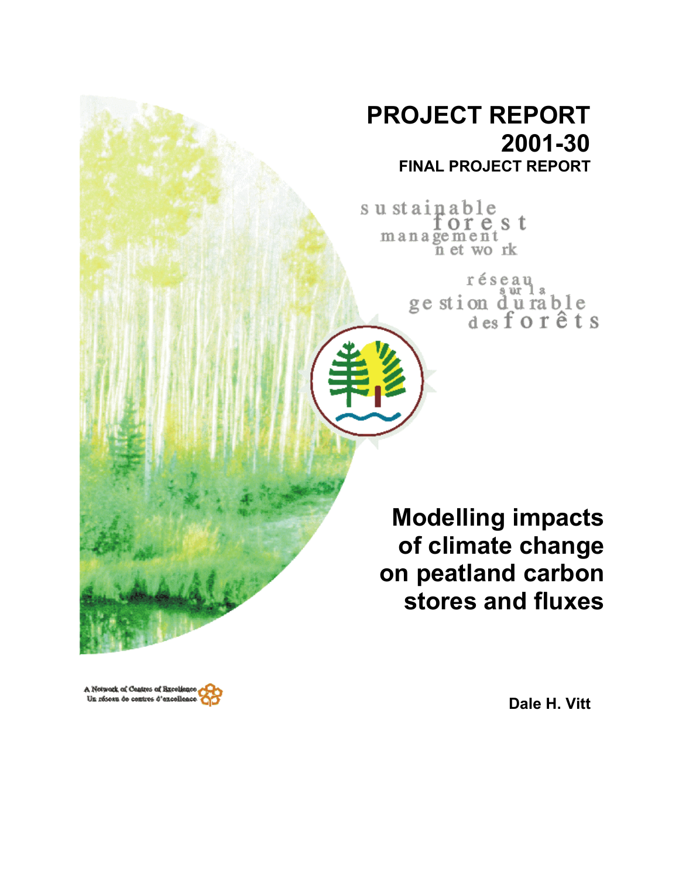# PROJECT REPORT 2001-30

**FINAL PROJECT REPORT**

sustainable forest management network

réseau sur la gestion durable des forêts

# Modelling impacts of climate change on peatland carbon stores and fluxes

A Network of Centres of Excellence
Un réseau de centres d'excellence

**Dale H. Vitt**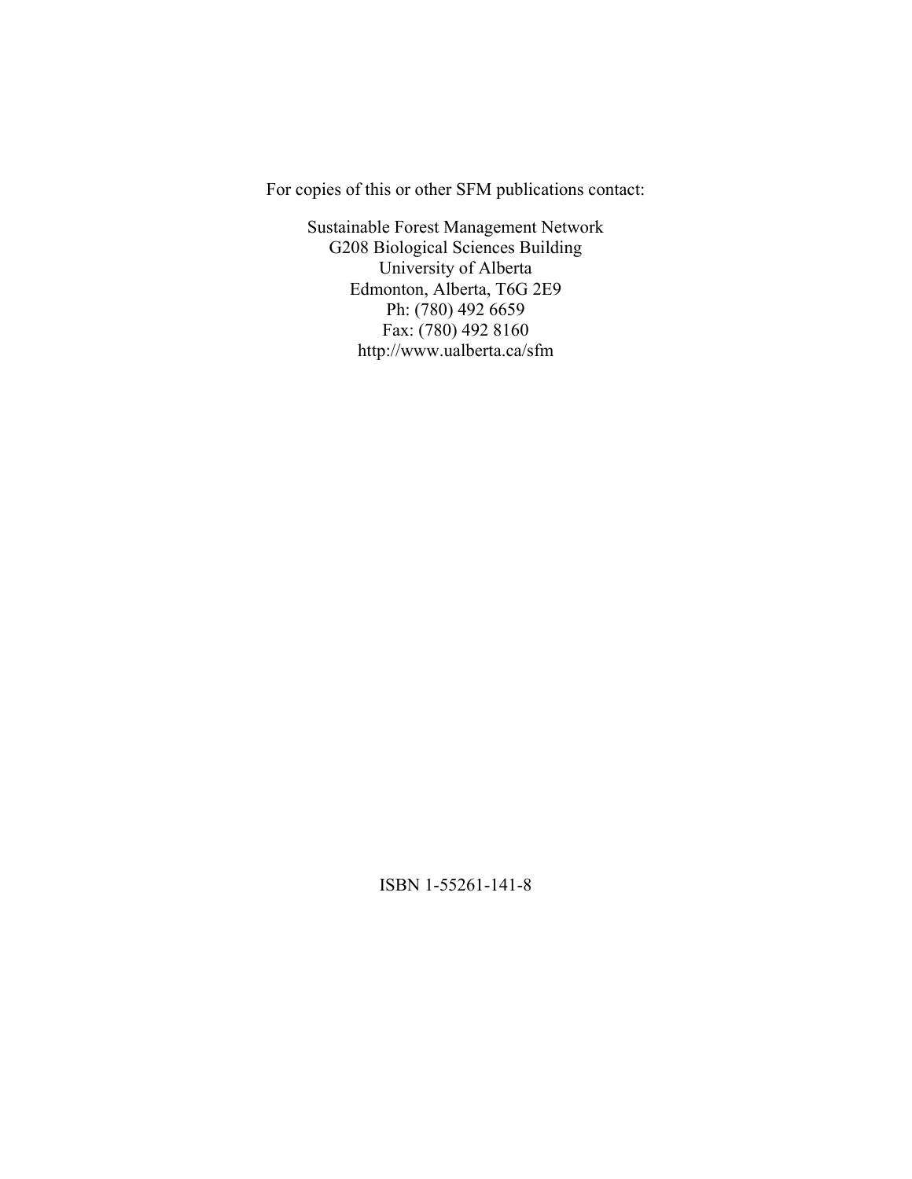For copies of this or other SFM publications contact:

Sustainable Forest Management Network
G208 Biological Sciences Building
University of Alberta
Edmonton, Alberta, T6G 2E9
Ph: (780) 492 6659
Fax: (780) 492 8160
http://www.ualberta.ca/sfm

ISBN 1-55261-141-8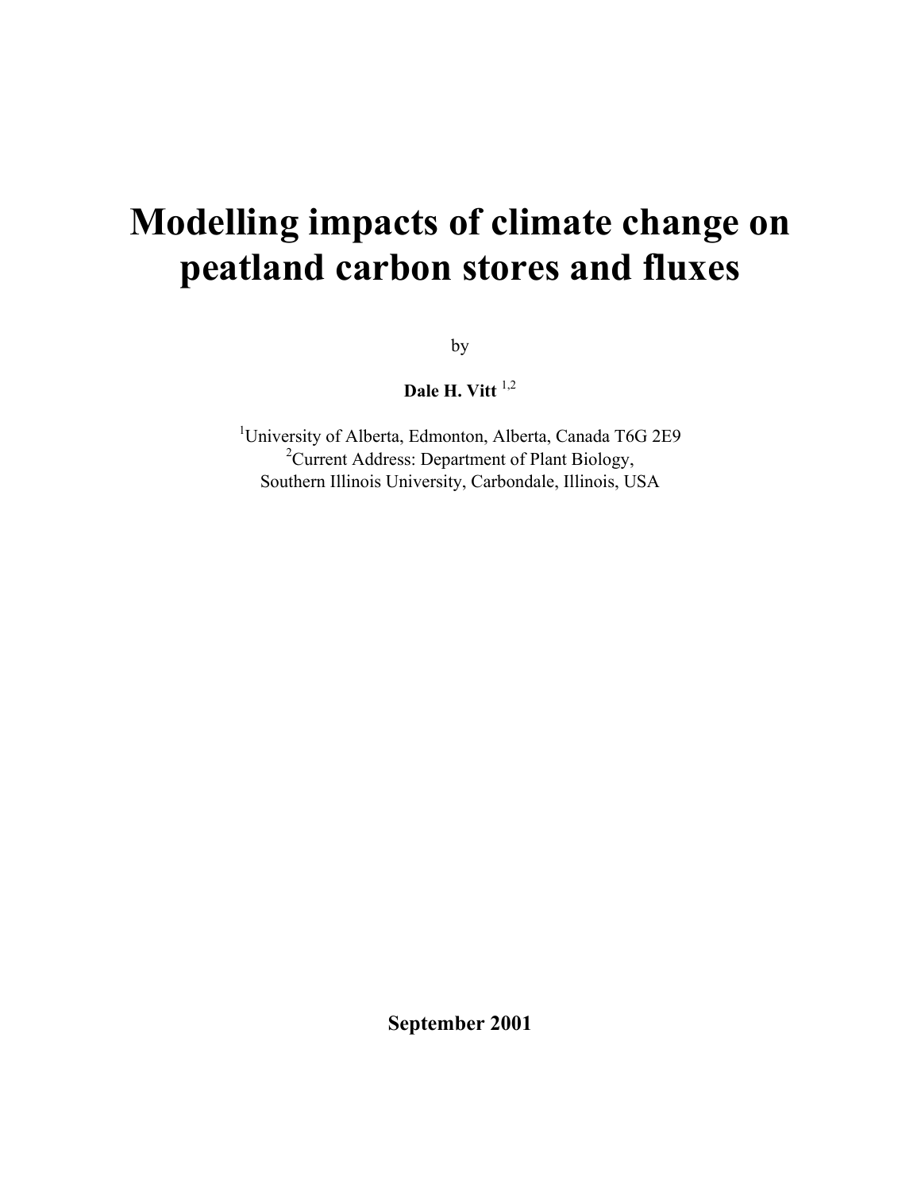# Modelling impacts of climate change on peatland carbon stores and fluxes

by

**Dale H. Vitt** [1,2]

[1]University of Alberta, Edmonton, Alberta, Canada T6G 2E9
[2]Current Address: Department of Plant Biology, Southern Illinois University, Carbondale, Illinois, USA

**September 2001**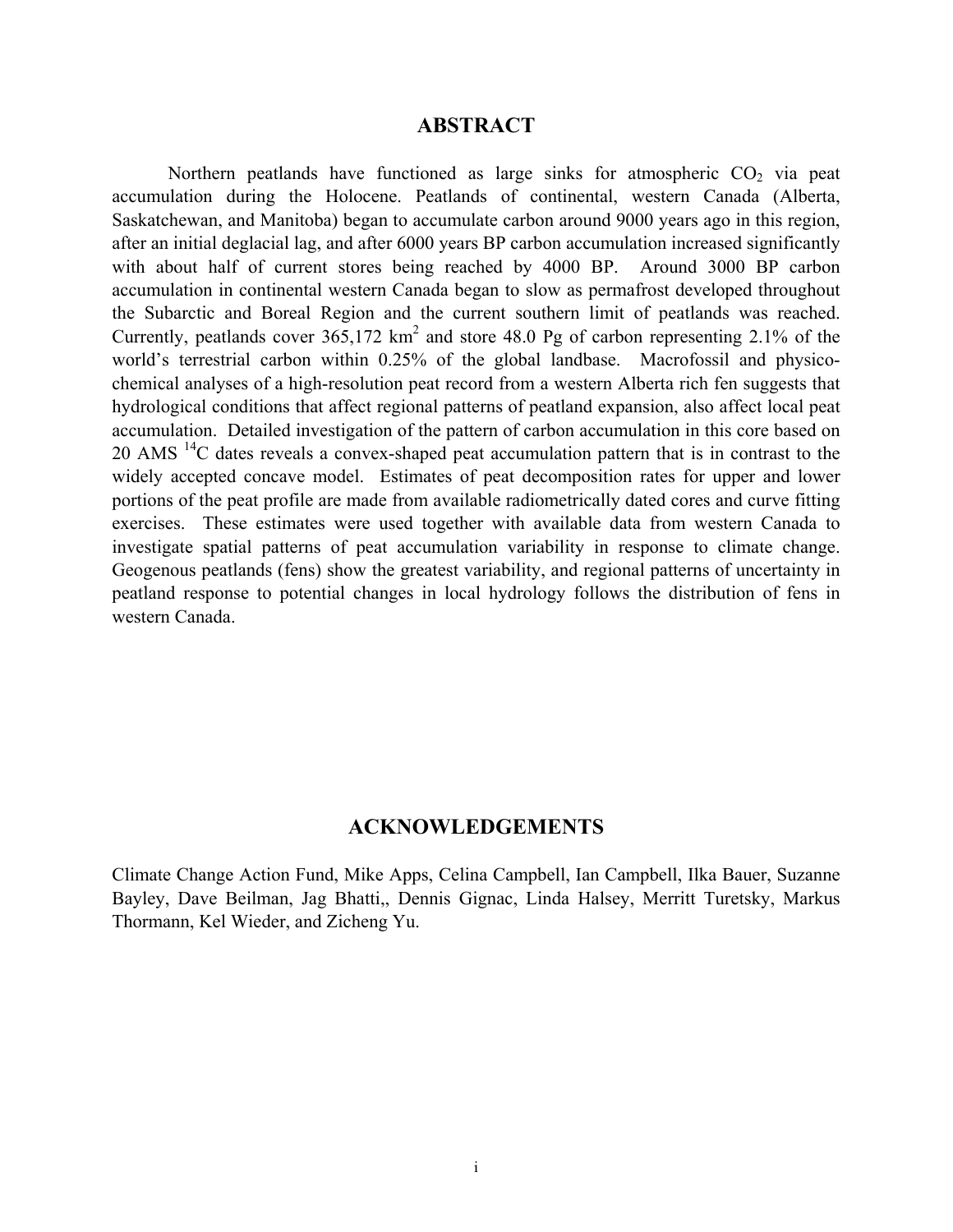# ABSTRACT

Northern peatlands have functioned as large sinks for atmospheric $CO_2$ via peat accumulation during the Holocene. Peatlands of continental, western Canada (Alberta, Saskatchewan, and Manitoba) began to accumulate carbon around 9000 years ago in this region, after an initial deglacial lag, and after 6000 years BP carbon accumulation increased significantly with about half of current stores being reached by 4000 BP. Around 3000 BP carbon accumulation in continental western Canada began to slow as permafrost developed throughout the Subarctic and Boreal Region and the current southern limit of peatlands was reached. Currently, peatlands cover 365,172 $km^2$ and store 48.0 Pg of carbon representing 2.1% of the world's terrestrial carbon within 0.25% of the global landbase. Macrofossil and physico-chemical analyses of a high-resolution peat record from a western Alberta rich fen suggests that hydrological conditions that affect regional patterns of peatland expansion, also affect local peat accumulation. Detailed investigation of the pattern of carbon accumulation in this core based on 20 AMS $^{14}C$ dates reveals a convex-shaped peat accumulation pattern that is in contrast to the widely accepted concave model. Estimates of peat decomposition rates for upper and lower portions of the peat profile are made from available radiometrically dated cores and curve fitting exercises. These estimates were used together with available data from western Canada to investigate spatial patterns of peat accumulation variability in response to climate change. Geogenous peatlands (fens) show the greatest variability, and regional patterns of uncertainty in peatland response to potential changes in local hydrology follows the distribution of fens in western Canada.

# ACKNOWLEDGEMENTS

Climate Change Action Fund, Mike Apps, Celina Campbell, Ian Campbell, Ilka Bauer, Suzanne Bayley, Dave Beilman, Jag Bhatti,, Dennis Gignac, Linda Halsey, Merritt Turetsky, Markus Thormann, Kel Wieder, and Zicheng Yu.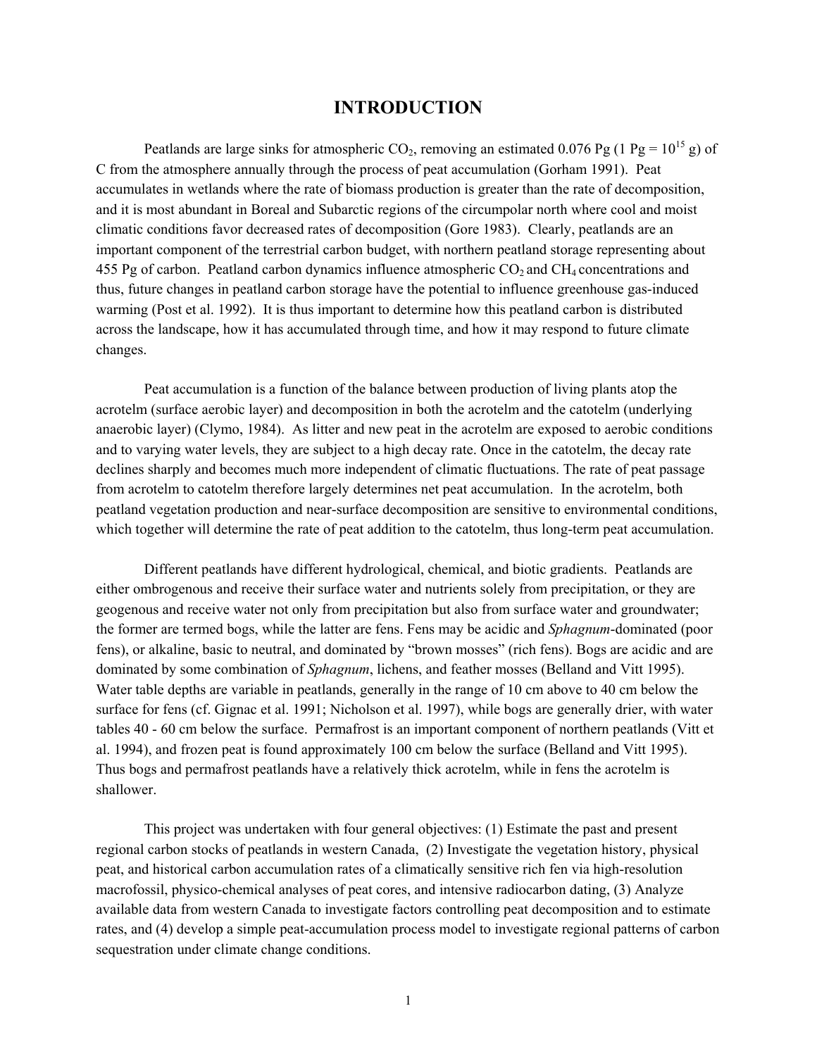# INTRODUCTION

Peatlands are large sinks for atmospheric $CO_2$, removing an estimated 0.076 Pg (1 Pg = $10^{15}$ g) of C from the atmosphere annually through the process of peat accumulation (Gorham 1991). Peat accumulates in wetlands where the rate of biomass production is greater than the rate of decomposition, and it is most abundant in Boreal and Subarctic regions of the circumpolar north where cool and moist climatic conditions favor decreased rates of decomposition (Gore 1983). Clearly, peatlands are an important component of the terrestrial carbon budget, with northern peatland storage representing about 455 Pg of carbon. Peatland carbon dynamics influence atmospheric $CO_2$ and $CH_4$ concentrations and thus, future changes in peatland carbon storage have the potential to influence greenhouse gas-induced warming (Post et al. 1992). It is thus important to determine how this peatland carbon is distributed across the landscape, how it has accumulated through time, and how it may respond to future climate changes.

Peat accumulation is a function of the balance between production of living plants atop the acrotelm (surface aerobic layer) and decomposition in both the acrotelm and the catotelm (underlying anaerobic layer) (Clymo, 1984). As litter and new peat in the acrotelm are exposed to aerobic conditions and to varying water levels, they are subject to a high decay rate. Once in the catotelm, the decay rate declines sharply and becomes much more independent of climatic fluctuations. The rate of peat passage from acrotelm to catotelm therefore largely determines net peat accumulation. In the acrotelm, both peatland vegetation production and near-surface decomposition are sensitive to environmental conditions, which together will determine the rate of peat addition to the catotelm, thus long-term peat accumulation.

Different peatlands have different hydrological, chemical, and biotic gradients. Peatlands are either ombrogenous and receive their surface water and nutrients solely from precipitation, or they are geogenous and receive water not only from precipitation but also from surface water and groundwater; the former are termed bogs, while the latter are fens. Fens may be acidic and *Sphagnum*-dominated (poor fens), or alkaline, basic to neutral, and dominated by "brown mosses" (rich fens). Bogs are acidic and are dominated by some combination of *Sphagnum*, lichens, and feather mosses (Belland and Vitt 1995). Water table depths are variable in peatlands, generally in the range of 10 cm above to 40 cm below the surface for fens (cf. Gignac et al. 1991; Nicholson et al. 1997), while bogs are generally drier, with water tables 40 - 60 cm below the surface. Permafrost is an important component of northern peatlands (Vitt et al. 1994), and frozen peat is found approximately 100 cm below the surface (Belland and Vitt 1995). Thus bogs and permafrost peatlands have a relatively thick acrotelm, while in fens the acrotelm is shallower.

This project was undertaken with four general objectives: (1) Estimate the past and present regional carbon stocks of peatlands in western Canada, (2) Investigate the vegetation history, physical peat, and historical carbon accumulation rates of a climatically sensitive rich fen via high-resolution macrofossil, physico-chemical analyses of peat cores, and intensive radiocarbon dating, (3) Analyze available data from western Canada to investigate factors controlling peat decomposition and to estimate rates, and (4) develop a simple peat-accumulation process model to investigate regional patterns of carbon sequestration under climate change conditions.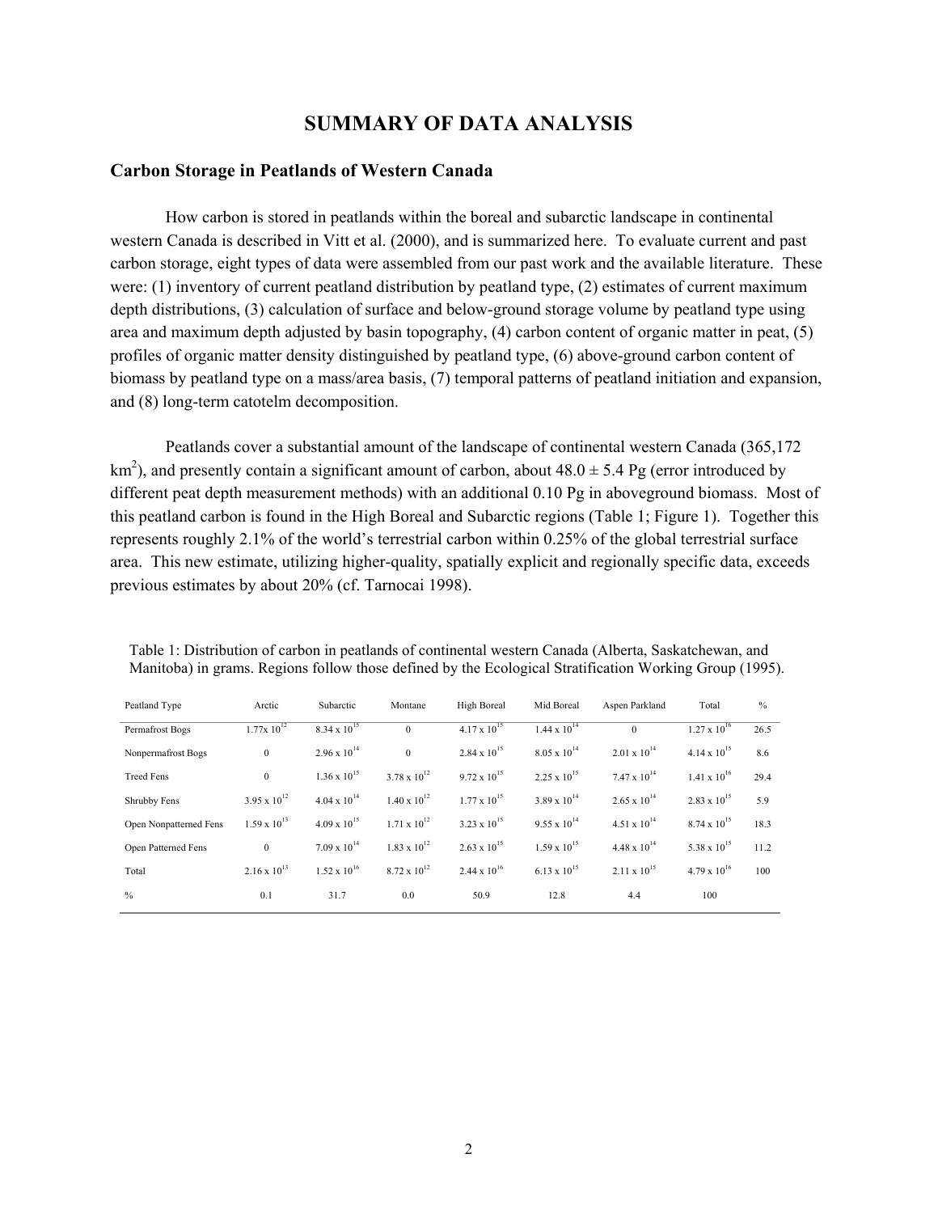# SUMMARY OF DATA ANALYSIS

## Carbon Storage in Peatlands of Western Canada

How carbon is stored in peatlands within the boreal and subarctic landscape in continental western Canada is described in Vitt et al. (2000), and is summarized here. To evaluate current and past carbon storage, eight types of data were assembled from our past work and the available literature. These were: (1) inventory of current peatland distribution by peatland type, (2) estimates of current maximum depth distributions, (3) calculation of surface and below-ground storage volume by peatland type using area and maximum depth adjusted by basin topography, (4) carbon content of organic matter in peat, (5) profiles of organic matter density distinguished by peatland type, (6) above-ground carbon content of biomass by peatland type on a mass/area basis, (7) temporal patterns of peatland initiation and expansion, and (8) long-term catotelm decomposition.

Peatlands cover a substantial amount of the landscape of continental western Canada (365,172 $km^2$), and presently contain a significant amount of carbon, about $48.0 \pm 5.4$ Pg (error introduced by different peat depth measurement methods) with an additional 0.10 Pg in aboveground biomass. Most of this peatland carbon is found in the High Boreal and Subarctic regions (Table 1; Figure 1). Together this represents roughly 2.1% of the world's terrestrial carbon within 0.25% of the global terrestrial surface area. This new estimate, utilizing higher-quality, spatially explicit and regionally specific data, exceeds previous estimates by about 20% (cf. Tarnocai 1998).

Table 1: Distribution of carbon in peatlands of continental western Canada (Alberta, Saskatchewan, and Manitoba) in grams. Regions follow those defined by the Ecological Stratification Working Group (1995).

| Peatland Type | Arctic | Subarctic | Montane | High Boreal | Mid Boreal | Aspen Parkland | Total | % |
|---|---|---|---|---|---|---|---|---|
| Permafrost Bogs | $1.77 \times 10^{12}$ | $8.34 \times 10^{15}$ | 0 | $4.17 \times 10^{15}$ | $1.44 \times 10^{14}$ | 0 | $1.27 \times 10^{16}$ | 26.5 |
| Nonpermafrost Bogs | 0 | $2.96 \times 10^{14}$ | 0 | $2.84 \times 10^{15}$ | $8.05 \times 10^{14}$ | $2.01 \times 10^{14}$ | $4.14 \times 10^{15}$ | 8.6 |
| Treed Fens | 0 | $1.36 \times 10^{15}$ | $3.78 \times 10^{12}$ | $9.72 \times 10^{15}$ | $2.25 \times 10^{15}$ | $7.47 \times 10^{14}$ | $1.41 \times 10^{16}$ | 29.4 |
| Shrubby Fens | $3.95 \times 10^{12}$ | $4.04 \times 10^{14}$ | $1.40 \times 10^{12}$ | $1.77 \times 10^{15}$ | $3.89 \times 10^{14}$ | $2.65 \times 10^{14}$ | $2.83 \times 10^{15}$ | 5.9 |
| Open Nonpatterned Fens | $1.59 \times 10^{13}$ | $4.09 \times 10^{15}$ | $1.71 \times 10^{12}$ | $3.23 \times 10^{15}$ | $9.55 \times 10^{14}$ | $4.51 \times 10^{14}$ | $8.74 \times 10^{15}$ | 18.3 |
| Open Patterned Fens | 0 | $7.09 \times 10^{14}$ | $1.83 \times 10^{12}$ | $2.63 \times 10^{15}$ | $1.59 \times 10^{15}$ | $4.48 \times 10^{14}$ | $5.38 \times 10^{15}$ | 11.2 |
| Total | $2.16 \times 10^{13}$ | $1.52 \times 10^{16}$ | $8.72 \times 10^{12}$ | $2.44 \times 10^{16}$ | $6.13 \times 10^{15}$ | $2.11 \times 10^{15}$ | $4.79 \times 10^{16}$ | 100 |
| % | 0.1 | 31.7 | 0.0 | 50.9 | 12.8 | 4.4 | 100 | |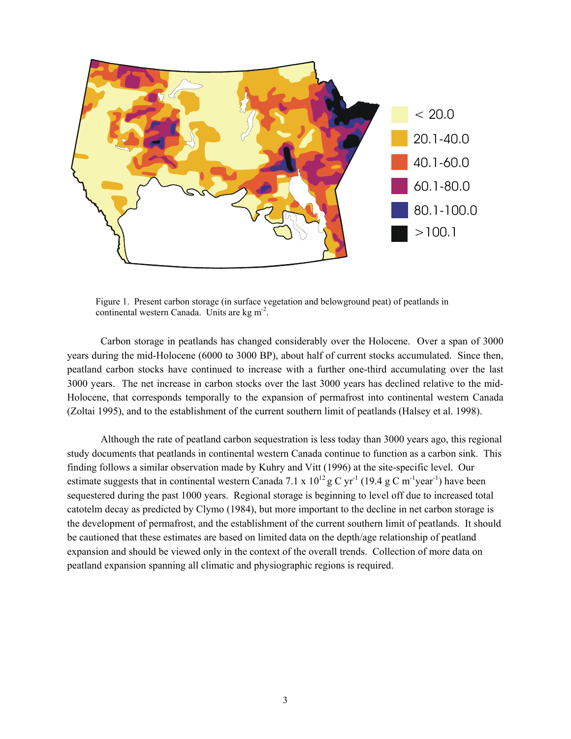Figure 1. Present carbon storage (in surface vegetation and belowground peat) of peatlands in continental western Canada. Units are kg $m^{-2}$.

Carbon storage in peatlands has changed considerably over the Holocene. Over a span of 3000 years during the mid-Holocene (6000 to 3000 BP), about half of current stocks accumulated. Since then, peatland carbon stocks have continued to increase with a further one-third accumulating over the last 3000 years. The net increase in carbon stocks over the last 3000 years has declined relative to the mid-Holocene, that corresponds temporally to the expansion of permafrost into continental western Canada (Zoltai 1995), and to the establishment of the current southern limit of peatlands (Halsey et al. 1998).

Although the rate of peatland carbon sequestration is less today than 3000 years ago, this regional study documents that peatlands in continental western Canada continue to function as a carbon sink. This finding follows a similar observation made by Kuhry and Vitt (1996) at the site-specific level. Our estimate suggests that in continental western Canada 7.1 x $10^{12}$ g C $yr^{-1}$ (19.4 g C $m^{-1}$$year^{-1}$) have been sequestered during the past 1000 years. Regional storage is beginning to level off due to increased total catotelm decay as predicted by Clymo (1984), but more important to the decline in net carbon storage is the development of permafrost, and the establishment of the current southern limit of peatlands. It should be cautioned that these estimates are based on limited data on the depth/age relationship of peatland expansion and should be viewed only in the context of the overall trends. Collection of more data on peatland expansion spanning all climatic and physiographic regions is required.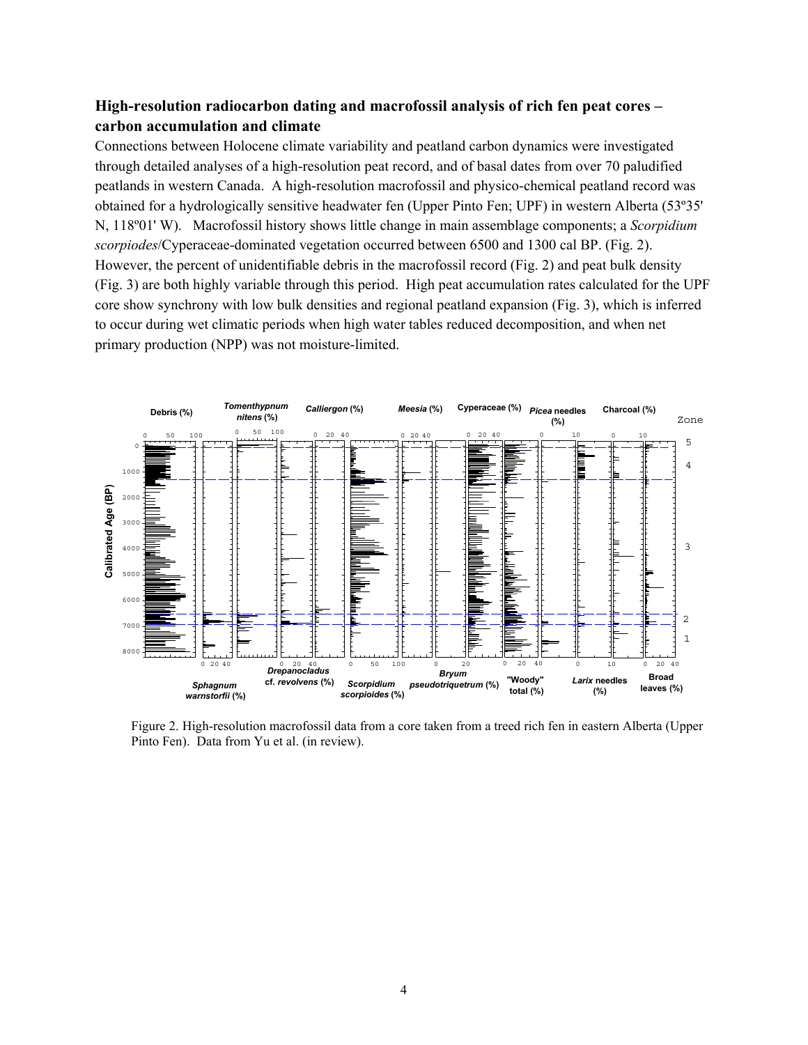## High-resolution radiocarbon dating and macrofossil analysis of rich fen peat cores – carbon accumulation and climate

Connections between Holocene climate variability and peatland carbon dynamics were investigated through detailed analyses of a high-resolution peat record, and of basal dates from over 70 paludified peatlands in western Canada. A high-resolution macrofossil and physico-chemical peatland record was obtained for a hydrologically sensitive headwater fen (Upper Pinto Fen; UPF) in western Alberta (53º35' N, 118º01' W). Macrofossil history shows little change in main assemblage components; a *Scorpidium scorpiodes*/Cyperaceae-dominated vegetation occurred between 6500 and 1300 cal BP. (Fig. 2). However, the percent of unidentifiable debris in the macrofossil record (Fig. 2) and peat bulk density (Fig. 3) are both highly variable through this period. High peat accumulation rates calculated for the UPF core show synchrony with low bulk densities and regional peatland expansion (Fig. 3), which is inferred to occur during wet climatic periods when high water tables reduced decomposition, and when net primary production (NPP) was not moisture-limited.

Figure 2. High-resolution macrofossil data from a core taken from a treed rich fen in eastern Alberta (Upper Pinto Fen). Data from Yu et al. (in review).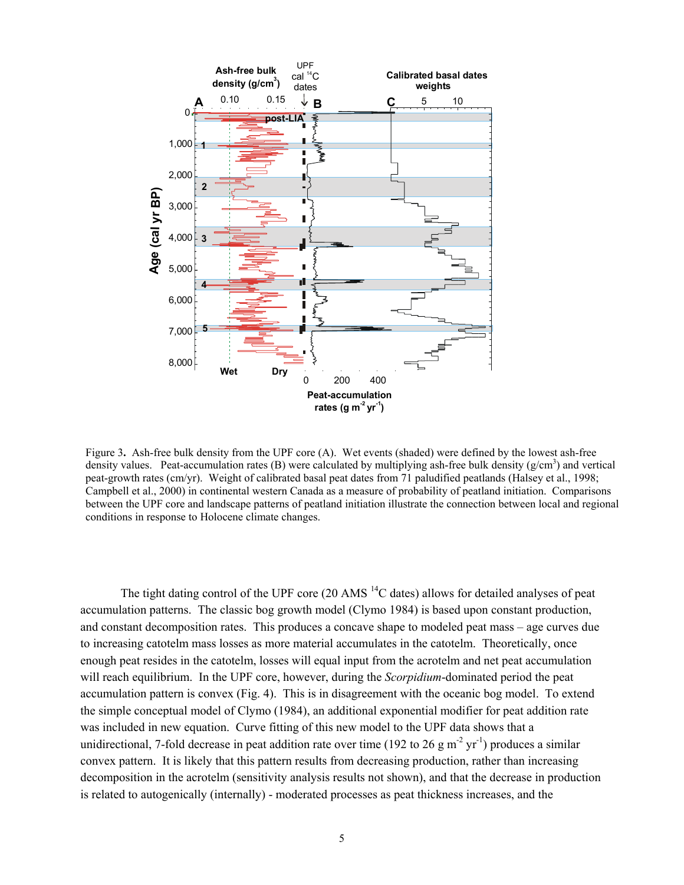Figure 3. Ash-free bulk density from the UPF core (A). Wet events (shaded) were defined by the lowest ash-free density values. Peat-accumulation rates (B) were calculated by multiplying ash-free bulk density ($g/cm^3$) and vertical peat-growth rates (cm/yr). Weight of calibrated basal peat dates from 71 paludified peatlands (Halsey et al., 1998; Campbell et al., 2000) in continental western Canada as a measure of probability of peatland initiation. Comparisons between the UPF core and landscape patterns of peatland initiation illustrate the connection between local and regional conditions in response to Holocene climate changes.

The tight dating control of the UPF core (20 AMS $^{14}C$ dates) allows for detailed analyses of peat accumulation patterns. The classic bog growth model (Clymo 1984) is based upon constant production, and constant decomposition rates. This produces a concave shape to modeled peat mass – age curves due to increasing catotelm mass losses as more material accumulates in the catotelm. Theoretically, once enough peat resides in the catotelm, losses will equal input from the acrotelm and net peat accumulation will reach equilibrium. In the UPF core, however, during the *Scorpidium*-dominated period the peat accumulation pattern is convex (Fig. 4). This is in disagreement with the oceanic bog model. To extend the simple conceptual model of Clymo (1984), an additional exponential modifier for peat addition rate was included in new equation. Curve fitting of this new model to the UPF data shows that a unidirectional, 7-fold decrease in peat addition rate over time (192 to 26 $g\ m^{-2}\ yr^{-1}$) produces a similar convex pattern. It is likely that this pattern results from decreasing production, rather than increasing decomposition in the acrotelm (sensitivity analysis results not shown), and that the decrease in production is related to autogenically (internally) - moderated processes as peat thickness increases, and the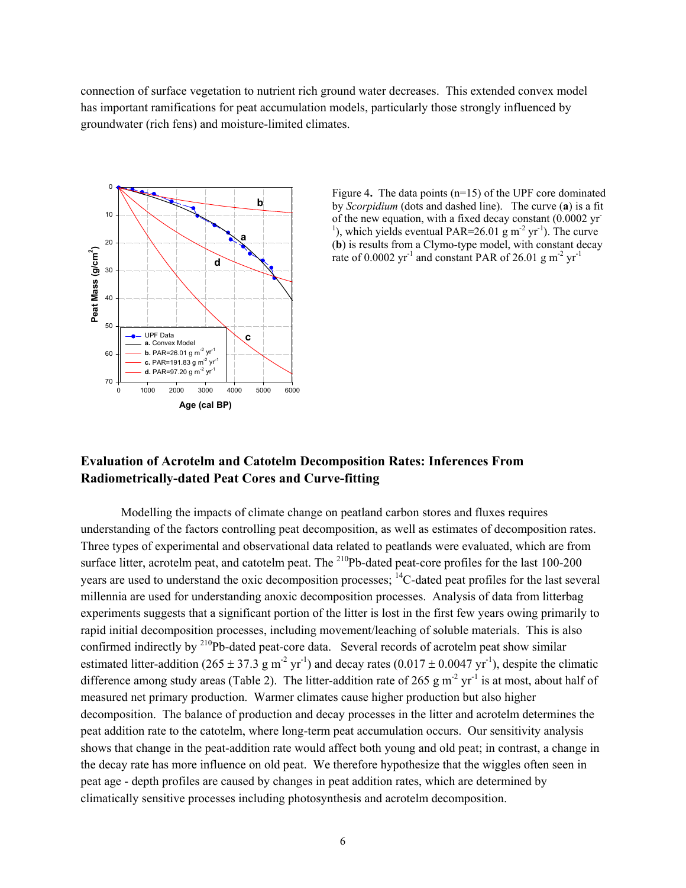connection of surface vegetation to nutrient rich ground water decreases. This extended convex model has important ramifications for peat accumulation models, particularly those strongly influenced by groundwater (rich fens) and moisture-limited climates.

Figure 4**.** The data points (n=15) of the UPF core dominated by *Scorpidium* (dots and dashed line). The curve (**a**) is a fit of the new equation, with a fixed decay constant (0.0002 $yr^{-1}$), which yields eventual PAR=26.01 g $m^{-2}$ $yr^{-1}$). The curve (**b**) is results from a Clymo-type model, with constant decay rate of 0.0002 $yr^{-1}$ and constant PAR of 26.01 g $m^{-2}$ $yr^{-1}$

## Evaluation of Acrotelm and Catotelm Decomposition Rates: Inferences From Radiometrically-dated Peat Cores and Curve-fitting

Modelling the impacts of climate change on peatland carbon stores and fluxes requires understanding of the factors controlling peat decomposition, as well as estimates of decomposition rates. Three types of experimental and observational data related to peatlands were evaluated, which are from surface litter, acrotelm peat, and catotelm peat. The $^{210}$Pb-dated peat-core profiles for the last 100-200 years are used to understand the oxic decomposition processes; $^{14}$C-dated peat profiles for the last several millennia are used for understanding anoxic decomposition processes. Analysis of data from litterbag experiments suggests that a significant portion of the litter is lost in the first few years owing primarily to rapid initial decomposition processes, including movement/leaching of soluble materials. This is also confirmed indirectly by $^{210}$Pb-dated peat-core data. Several records of acrotelm peat show similar estimated litter-addition ($265 \pm 37.3$ g $m^{-2}$ $yr^{-1}$) and decay rates ($0.017 \pm 0.0047$ $yr^{-1}$), despite the climatic difference among study areas (Table 2). The litter-addition rate of 265 g $m^{-2}$ $yr^{-1}$ is at most, about half of measured net primary production. Warmer climates cause higher production but also higher decomposition. The balance of production and decay processes in the litter and acrotelm determines the peat addition rate to the catotelm, where long-term peat accumulation occurs. Our sensitivity analysis shows that change in the peat-addition rate would affect both young and old peat; in contrast, a change in the decay rate has more influence on old peat. We therefore hypothesize that the wiggles often seen in peat age - depth profiles are caused by changes in peat addition rates, which are determined by climatically sensitive processes including photosynthesis and acrotelm decomposition.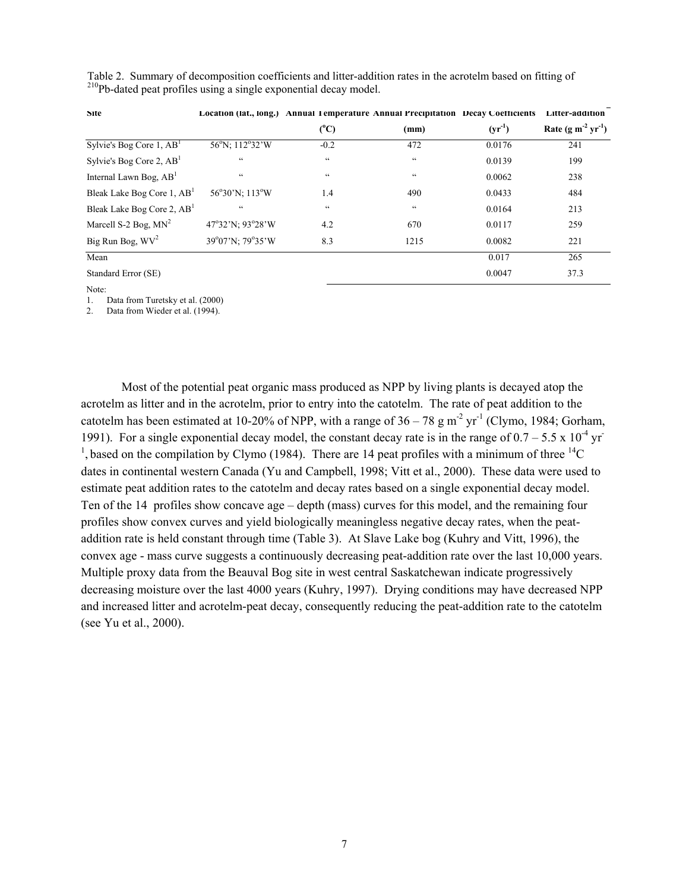Table 2. Summary of decomposition coefficients and litter-addition rates in the acrotelm based on fitting of $^{210}$Pb-dated peat profiles using a single exponential decay model.

| Site | Location (lat., long.) | Annual Temperature ($^{o}$C) | Annual Precipitation (mm) | Decay Coefficients (yr$^{-1}$) | Litter-addition Rate (g m$^{-2}$ yr$^{-1}$) |
|---|---|---|---|---|---|
| Sylvie's Bog Core 1, AB[1] | 56$^{o}$N; 112$^{o}$32'W | -0.2 | 472 | 0.0176 | 241 |
| Sylvie's Bog Core 2, AB[1] | " | " | " | 0.0139 | 199 |
| Internal Lawn Bog, AB[1] | " | " | " | 0.0062 | 238 |
| Bleak Lake Bog Core 1, AB[1] | 56$^{o}$30'N; 113$^{o}$W | 1.4 | 490 | 0.0433 | 484 |
| Bleak Lake Bog Core 2, AB[1] | " | " | " | 0.0164 | 213 |
| Marcell S-2 Bog, MN[2] | 47$^{o}$32'N; 93$^{o}$28'W | 4.2 | 670 | 0.0117 | 259 |
| Big Run Bog, WV[2] | 39$^{o}$07'N; 79$^{o}$35'W | 8.3 | 1215 | 0.0082 | 221 |
| Mean | | | | 0.017 | 265 |
| Standard Error (SE) | | | | 0.0047 | 37.3 |

Note:
1. Data from Turetsky et al. (2000)
2. Data from Wieder et al. (1994).

Most of the potential peat organic mass produced as NPP by living plants is decayed atop the acrotelm as litter and in the acrotelm, prior to entry into the catotelm. The rate of peat addition to the catotelm has been estimated at 10-20% of NPP, with a range of 36 – 78 g m$^{-2}$ yr$^{-1}$ (Clymo, 1984; Gorham, 1991). For a single exponential decay model, the constant decay rate is in the range of $0.7 – 5.5 \times 10^{-4}$ yr$^{-1}$, based on the compilation by Clymo (1984). There are 14 peat profiles with a minimum of three $^{14}$C dates in continental western Canada (Yu and Campbell, 1998; Vitt et al., 2000). These data were used to estimate peat addition rates to the catotelm and decay rates based on a single exponential decay model. Ten of the 14 profiles show concave age – depth (mass) curves for this model, and the remaining four profiles show convex curves and yield biologically meaningless negative decay rates, when the peat-addition rate is held constant through time (Table 3). At Slave Lake bog (Kuhry and Vitt, 1996), the convex age - mass curve suggests a continuously decreasing peat-addition rate over the last 10,000 years. Multiple proxy data from the Beauval Bog site in west central Saskatchewan indicate progressively decreasing moisture over the last 4000 years (Kuhry, 1997). Drying conditions may have decreased NPP and increased litter and acrotelm-peat decay, consequently reducing the peat-addition rate to the catotelm (see Yu et al., 2000).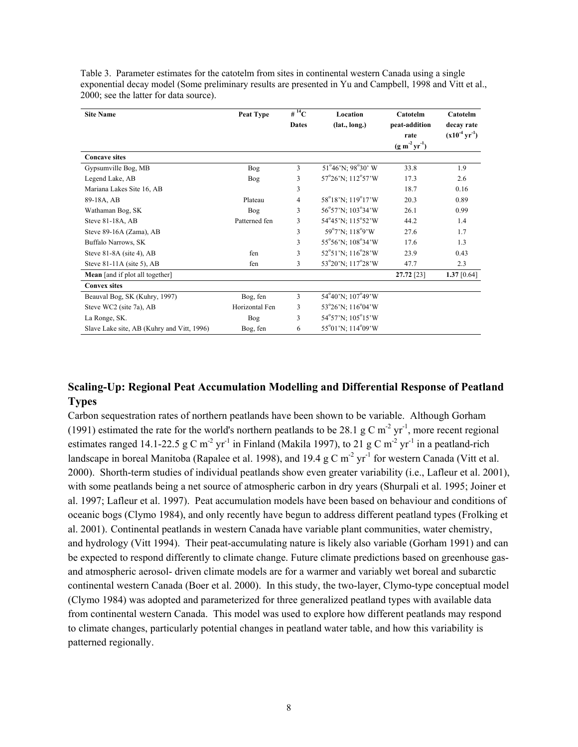Table 3. Parameter estimates for the catotelm from sites in continental western Canada using a single exponential decay model (Some preliminary results are presented in Yu and Campbell, 1998 and Vitt et al., 2000; see the latter for data source).

| Site Name | Peat Type | # $^{14}$C Dates | Location (lat., long.) | Catotelm peat-addition rate (g m$^{-2}$ yr$^{-1}$) | Catotelm decay rate (x10$^{-4}$ yr$^{-1}$) |
|---|---|---|---|---|---|
| **Concave sites** | | | | | |
| Gypsumville Bog, MB | Bog | 3 | 51°46'N; 98°30' W | 33.8 | 1.9 |
| Legend Lake, AB | Bog | 3 | 57°26'N; 112°57'W | 17.3 | 2.6 |
| Mariana Lakes Site 16, AB | | 3 | | 18.7 | 0.16 |
| 89-18A, AB | Plateau | 4 | 58°18'N; 119°17'W | 20.3 | 0.89 |
| Wathaman Bog, SK | Bog | 3 | 56°57'N; 103°34'W | 26.1 | 0.99 |
| Steve 81-18A, AB | Patterned fen | 3 | 54°45'N; 115°52'W | 44.2 | 1.4 |
| Steve 89-16A (Zama), AB | | 3 | 59°7'N; 118°9'W | 27.6 | 1.7 |
| Buffalo Narrows, SK | | 3 | 55°56'N; 108°34'W | 17.6 | 1.3 |
| Steve 81-8A (site 4), AB | fen | 3 | 52°51'N; 116°28'W | 23.9 | 0.43 |
| Steve 81-11A (site 5), AB | fen | 3 | 53°20'N; 117°28'W | 47.7 | 2.3 |
| **Mean** [and if plot all together] | | | | **27.72** [23] | **1.37** [0.64] |
| **Convex sites** | | | | | |
| Beauval Bog, SK (Kuhry, 1997) | Bog, fen | 3 | 54°40'N; 107°49'W | | |
| Steve WC2 (site 7a), AB | Horizontal Fen | 3 | 53°26'N; 116°04'W | | |
| La Ronge, SK. | Bog | 3 | 54°57'N; 105°15'W | | |
| Slave Lake site, AB (Kuhry and Vitt, 1996) | Bog, fen | 6 | 55°01'N; 114°09'W | | |

## Scaling-Up: Regional Peat Accumulation Modelling and Differential Response of Peatland Types

Carbon sequestration rates of northern peatlands have been shown to be variable. Although Gorham (1991) estimated the rate for the world's northern peatlands to be 28.1 g C m$^{-2}$ yr$^{-1}$, more recent regional estimates ranged 14.1-22.5 g C m$^{-2}$ yr$^{-1}$ in Finland (Makila 1997), to 21 g C m$^{-2}$ yr$^{-1}$ in a peatland-rich landscape in boreal Manitoba (Rapalee et al. 1998), and 19.4 g C m$^{-2}$ yr$^{-1}$ for western Canada (Vitt et al. 2000). Shorth-term studies of individual peatlands show even greater variability (i.e., Lafleur et al. 2001), with some peatlands being a net source of atmospheric carbon in dry years (Shurpali et al. 1995; Joiner et al. 1997; Lafleur et al. 1997). Peat accumulation models have been based on behaviour and conditions of oceanic bogs (Clymo 1984), and only recently have begun to address different peatland types (Frolking et al. 2001). Continental peatlands in western Canada have variable plant communities, water chemistry, and hydrology (Vitt 1994). Their peat-accumulating nature is likely also variable (Gorham 1991) and can be expected to respond differently to climate change. Future climate predictions based on greenhouse gas- and atmospheric aerosol- driven climate models are for a warmer and variably wet boreal and subarctic continental western Canada (Boer et al. 2000). In this study, the two-layer, Clymo-type conceptual model (Clymo 1984) was adopted and parameterized for three generalized peatland types with available data from continental western Canada. This model was used to explore how different peatlands may respond to climate changes, particularly potential changes in peatland water table, and how this variability is patterned regionally.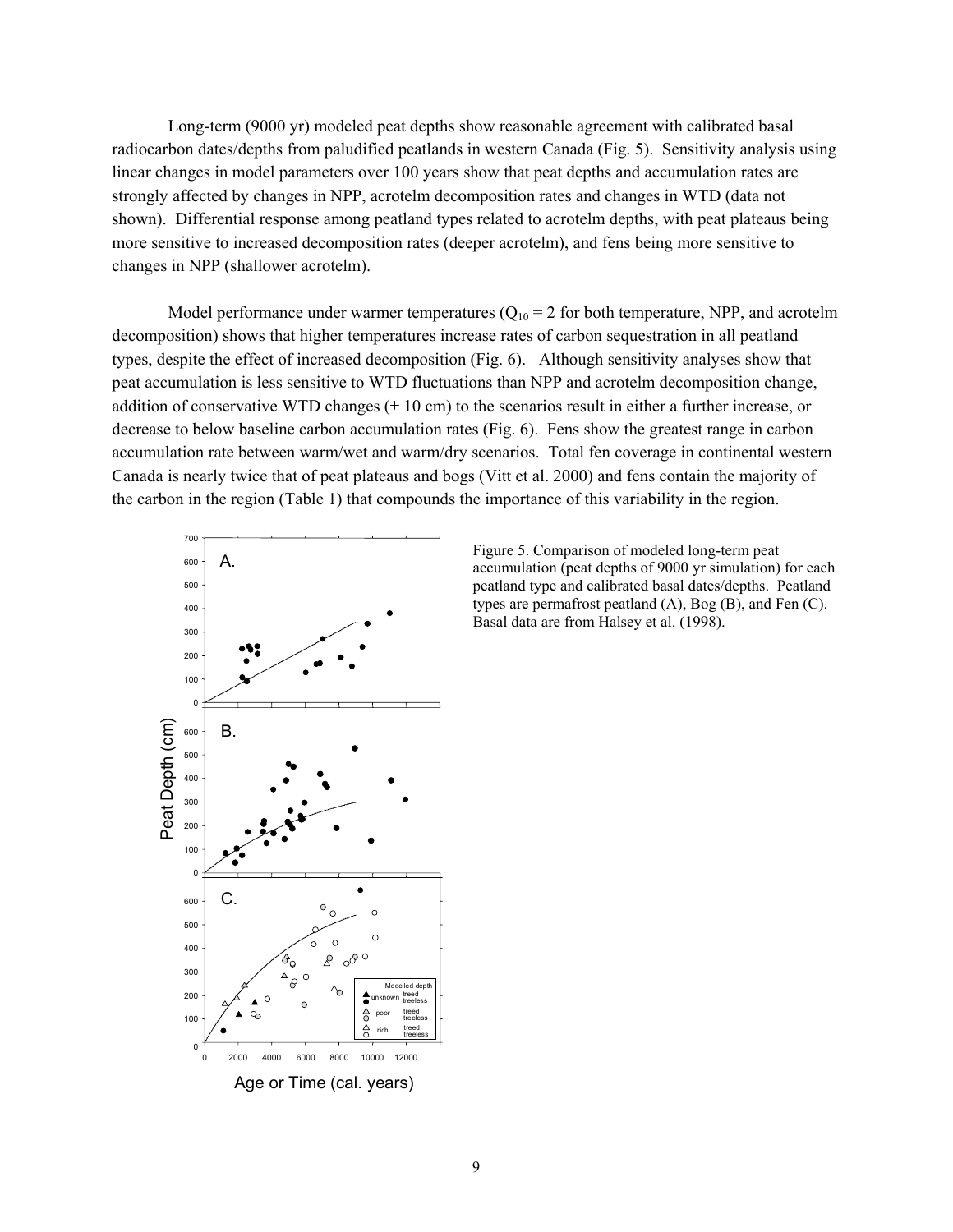Long-term (9000 yr) modeled peat depths show reasonable agreement with calibrated basal radiocarbon dates/depths from paludified peatlands in western Canada (Fig. 5). Sensitivity analysis using linear changes in model parameters over 100 years show that peat depths and accumulation rates are strongly affected by changes in NPP, acrotelm decomposition rates and changes in WTD (data not shown). Differential response among peatland types related to acrotelm depths, with peat plateaus being more sensitive to increased decomposition rates (deeper acrotelm), and fens being more sensitive to changes in NPP (shallower acrotelm).

Model performance under warmer temperatures ($Q_{10} = 2$ for both temperature, NPP, and acrotelm decomposition) shows that higher temperatures increase rates of carbon sequestration in all peatland types, despite the effect of increased decomposition (Fig. 6). Although sensitivity analyses show that peat accumulation is less sensitive to WTD fluctuations than NPP and acrotelm decomposition change, addition of conservative WTD changes ($\pm$ 10 cm) to the scenarios result in either a further increase, or decrease to below baseline carbon accumulation rates (Fig. 6). Fens show the greatest range in carbon accumulation rate between warm/wet and warm/dry scenarios. Total fen coverage in continental western Canada is nearly twice that of peat plateaus and bogs (Vitt et al. 2000) and fens contain the majority of the carbon in the region (Table 1) that compounds the importance of this variability in the region.

Figure 5. Comparison of modeled long-term peat accumulation (peat depths of 9000 yr simulation) for each peatland type and calibrated basal dates/depths. Peatland types are permafrost peatland (A), Bog (B), and Fen (C). Basal data are from Halsey et al. (1998).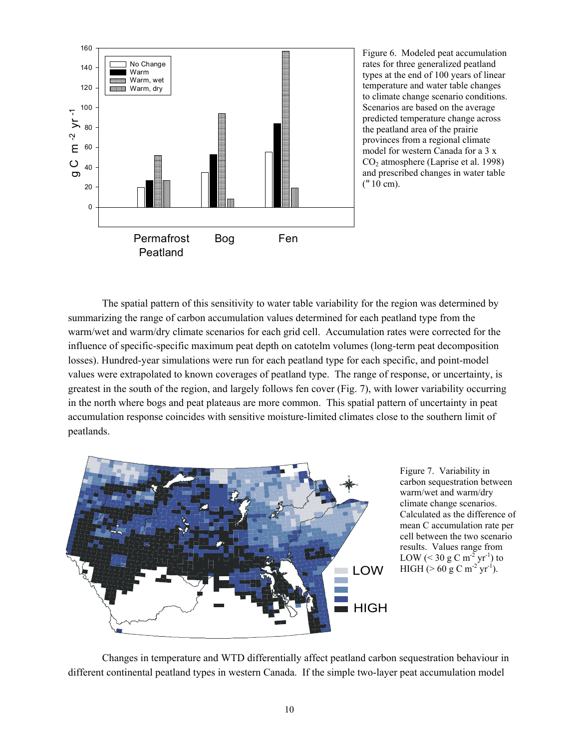Figure 6. Modeled peat accumulation rates for three generalized peatland types at the end of 100 years of linear temperature and water table changes to climate change scenario conditions. Scenarios are based on the average predicted temperature change across the peatland area of the prairie provinces from a regional climate model for western Canada for a 3 x $CO_2$ atmosphere (Laprise et al. 1998) and prescribed changes in water table (" 10 cm).

The spatial pattern of this sensitivity to water table variability for the region was determined by summarizing the range of carbon accumulation values determined for each peatland type from the warm/wet and warm/dry climate scenarios for each grid cell. Accumulation rates were corrected for the influence of specific-specific maximum peat depth on catotelm volumes (long-term peat decomposition losses). Hundred-year simulations were run for each peatland type for each specific, and point-model values were extrapolated to known coverages of peatland type. The range of response, or uncertainty, is greatest in the south of the region, and largely follows fen cover (Fig. 7), with lower variability occurring in the north where bogs and peat plateaus are more common. This spatial pattern of uncertainty in peat accumulation response coincides with sensitive moisture-limited climates close to the southern limit of peatlands.

Figure 7. Variability in carbon sequestration between warm/wet and warm/dry climate change scenarios. Calculated as the difference of mean C accumulation rate per cell between the two scenario results. Values range from LOW (< 30 g C $m^{-2}$ $yr^{-1}$) to HIGH (> 60 g C $m^{-2}$ $yr^{-1}$).

Changes in temperature and WTD differentially affect peatland carbon sequestration behaviour in different continental peatland types in western Canada. If the simple two-layer peat accumulation model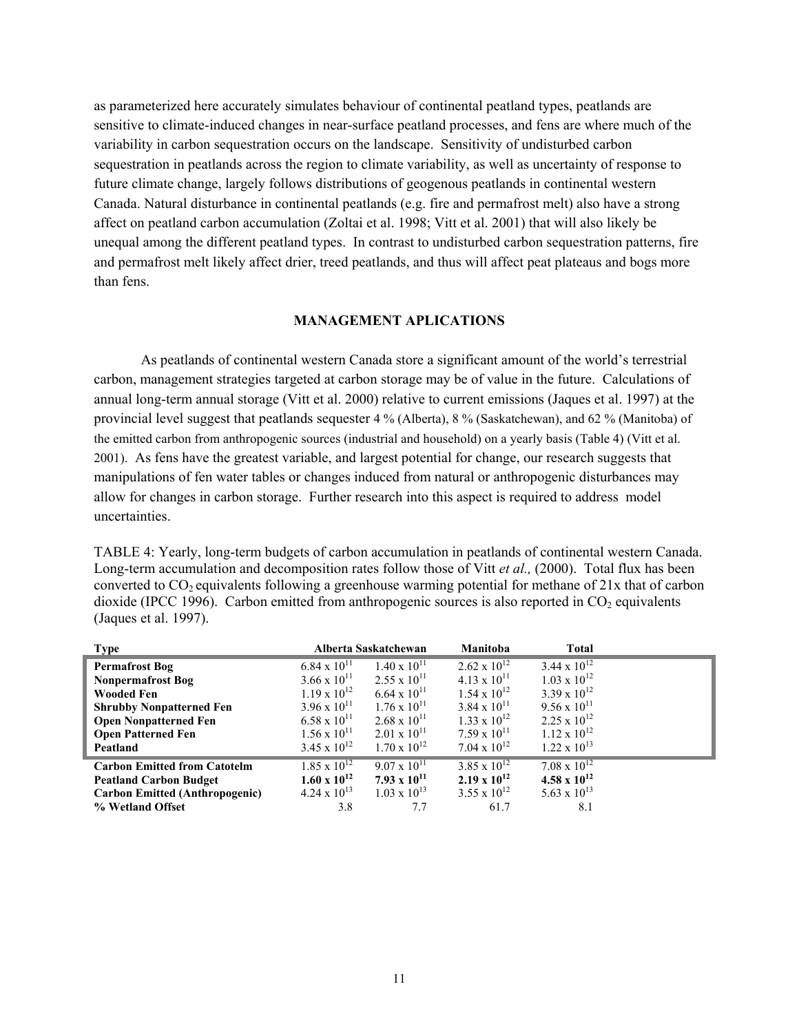as parameterized here accurately simulates behaviour of continental peatland types, peatlands are sensitive to climate-induced changes in near-surface peatland processes, and fens are where much of the variability in carbon sequestration occurs on the landscape. Sensitivity of undisturbed carbon sequestration in peatlands across the region to climate variability, as well as uncertainty of response to future climate change, largely follows distributions of geogenous peatlands in continental western Canada. Natural disturbance in continental peatlands (e.g. fire and permafrost melt) also have a strong affect on peatland carbon accumulation (Zoltai et al. 1998; Vitt et al. 2001) that will also likely be unequal among the different peatland types. In contrast to undisturbed carbon sequestration patterns, fire and permafrost melt likely affect drier, treed peatlands, and thus will affect peat plateaus and bogs more than fens.

## MANAGEMENT APLICATIONS

As peatlands of continental western Canada store a significant amount of the world's terrestrial carbon, management strategies targeted at carbon storage may be of value in the future. Calculations of annual long-term annual storage (Vitt et al. 2000) relative to current emissions (Jaques et al. 1997) at the provincial level suggest that peatlands sequester 4 % (Alberta), 8 % (Saskatchewan), and 62 % (Manitoba) of the emitted carbon from anthropogenic sources (industrial and household) on a yearly basis (Table 4) (Vitt et al. 2001). As fens have the greatest variable, and largest potential for change, our research suggests that manipulations of fen water tables or changes induced from natural or anthropogenic disturbances may allow for changes in carbon storage. Further research into this aspect is required to address model uncertainties.

TABLE 4: Yearly, long-term budgets of carbon accumulation in peatlands of continental western Canada. Long-term accumulation and decomposition rates follow those of Vitt *et al.,* (2000). Total flux has been converted to $CO_2$ equivalents following a greenhouse warming potential for methane of 21x that of carbon dioxide (IPCC 1996). Carbon emitted from anthropogenic sources is also reported in $CO_2$ equivalents (Jaques et al. 1997).

| Type | Alberta | Saskatchewan | Manitoba | Total |
|---|---|---|---|---|
| **Permafrost Bog** | $6.84 \times 10^{11}$ | $1.40 \times 10^{11}$ | $2.62 \times 10^{12}$ | $3.44 \times 10^{12}$ |
| **Nonpermafrost Bog** | $3.66 \times 10^{11}$ | $2.55 \times 10^{11}$ | $4.13 \times 10^{11}$ | $1.03 \times 10^{12}$ |
| **Wooded Fen** | $1.19 \times 10^{12}$ | $6.64 \times 10^{11}$ | $1.54 \times 10^{12}$ | $3.39 \times 10^{12}$ |
| **Shrubby Nonpatterned Fen** | $3.96 \times 10^{11}$ | $1.76 \times 10^{11}$ | $3.84 \times 10^{11}$ | $9.56 \times 10^{11}$ |
| **Open Nonpatterned Fen** | $6.58 \times 10^{11}$ | $2.68 \times 10^{11}$ | $1.33 \times 10^{12}$ | $2.25 \times 10^{12}$ |
| **Open Patterned Fen** | $1.56 \times 10^{11}$ | $2.01 \times 10^{11}$ | $7.59 \times 10^{11}$ | $1.12 \times 10^{12}$ |
| **Peatland** | $3.45 \times 10^{12}$ | $1.70 \times 10^{12}$ | $7.04 \times 10^{12}$ | $1.22 \times 10^{13}$ |
| **Carbon Emitted from Catotelm** | $1.85 \times 10^{12}$ | $9.07 \times 10^{11}$ | $3.85 \times 10^{12}$ | $7.08 \times 10^{12}$ |
| **Peatland Carbon Budget** | $\mathbf{1.60 \times 10^{12}}$ | $\mathbf{7.93 \times 10^{11}}$ | $\mathbf{2.19 \times 10^{12}}$ | $\mathbf{4.58 \times 10^{12}}$ |
| **Carbon Emitted (Anthropogenic)** | $4.24 \times 10^{13}$ | $1.03 \times 10^{13}$ | $3.55 \times 10^{12}$ | $5.63 \times 10^{13}$ |
| **% Wetland Offset** | 3.8 | 7.7 | 61.7 | 8.1 |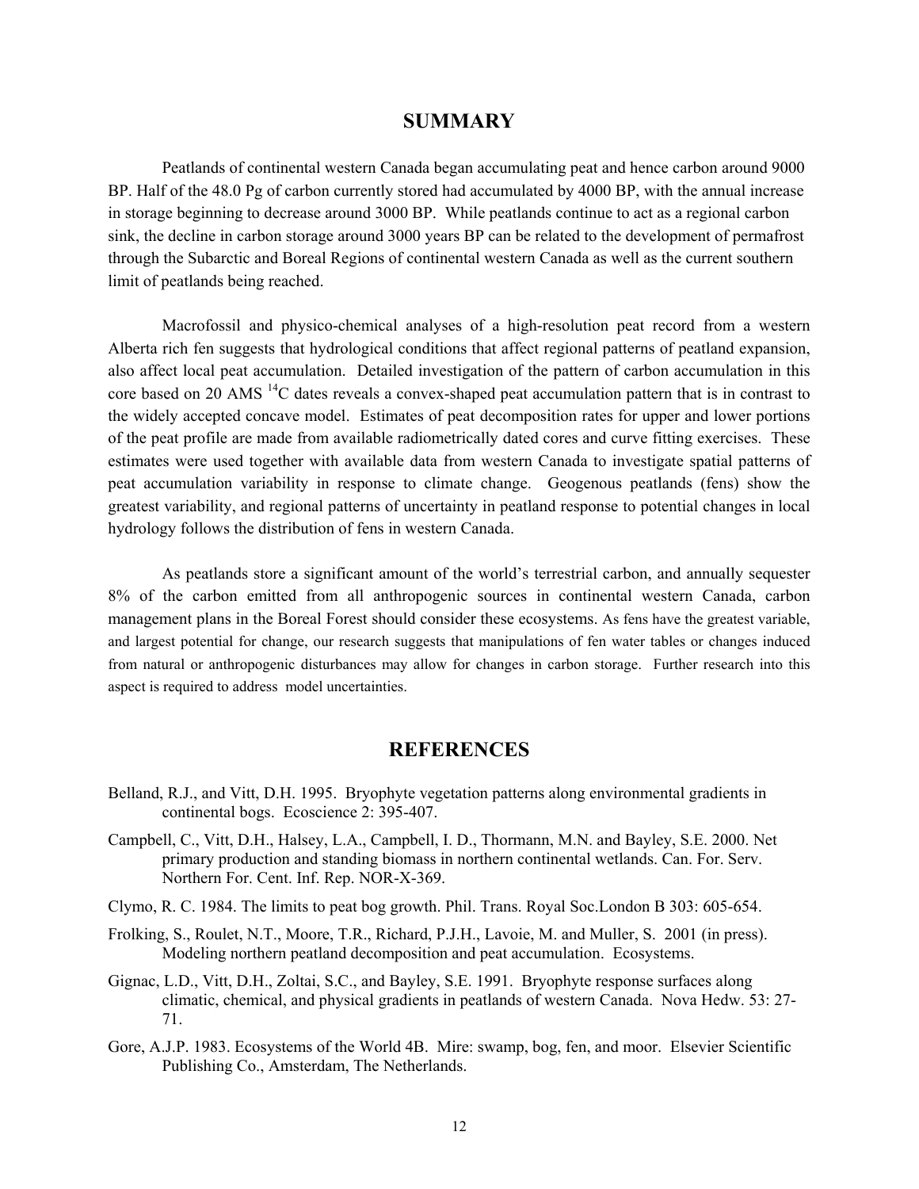## SUMMARY

Peatlands of continental western Canada began accumulating peat and hence carbon around 9000 BP. Half of the 48.0 Pg of carbon currently stored had accumulated by 4000 BP, with the annual increase in storage beginning to decrease around 3000 BP. While peatlands continue to act as a regional carbon sink, the decline in carbon storage around 3000 years BP can be related to the development of permafrost through the Subarctic and Boreal Regions of continental western Canada as well as the current southern limit of peatlands being reached.

Macrofossil and physico-chemical analyses of a high-resolution peat record from a western Alberta rich fen suggests that hydrological conditions that affect regional patterns of peatland expansion, also affect local peat accumulation. Detailed investigation of the pattern of carbon accumulation in this core based on 20 AMS $^{14}C$ dates reveals a convex-shaped peat accumulation pattern that is in contrast to the widely accepted concave model. Estimates of peat decomposition rates for upper and lower portions of the peat profile are made from available radiometrically dated cores and curve fitting exercises. These estimates were used together with available data from western Canada to investigate spatial patterns of peat accumulation variability in response to climate change. Geogenous peatlands (fens) show the greatest variability, and regional patterns of uncertainty in peatland response to potential changes in local hydrology follows the distribution of fens in western Canada.

As peatlands store a significant amount of the world's terrestrial carbon, and annually sequester 8% of the carbon emitted from all anthropogenic sources in continental western Canada, carbon management plans in the Boreal Forest should consider these ecosystems. As fens have the greatest variable, and largest potential for change, our research suggests that manipulations of fen water tables or changes induced from natural or anthropogenic disturbances may allow for changes in carbon storage. Further research into this aspect is required to address model uncertainties.

## REFERENCES

Belland, R.J., and Vitt, D.H. 1995. Bryophyte vegetation patterns along environmental gradients in continental bogs. Ecoscience 2: 395-407.

Campbell, C., Vitt, D.H., Halsey, L.A., Campbell, I. D., Thormann, M.N. and Bayley, S.E. 2000. Net primary production and standing biomass in northern continental wetlands. Can. For. Serv. Northern For. Cent. Inf. Rep. NOR-X-369.

Clymo, R. C. 1984. The limits to peat bog growth. Phil. Trans. Royal Soc.London B 303: 605-654.

Frolking, S., Roulet, N.T., Moore, T.R., Richard, P.J.H., Lavoie, M. and Muller, S. 2001 (in press). Modeling northern peatland decomposition and peat accumulation. Ecosystems.

Gignac, L.D., Vitt, D.H., Zoltai, S.C., and Bayley, S.E. 1991. Bryophyte response surfaces along climatic, chemical, and physical gradients in peatlands of western Canada. Nova Hedw. 53: 27-71.

Gore, A.J.P. 1983. Ecosystems of the World 4B. Mire: swamp, bog, fen, and moor. Elsevier Scientific Publishing Co., Amsterdam, The Netherlands.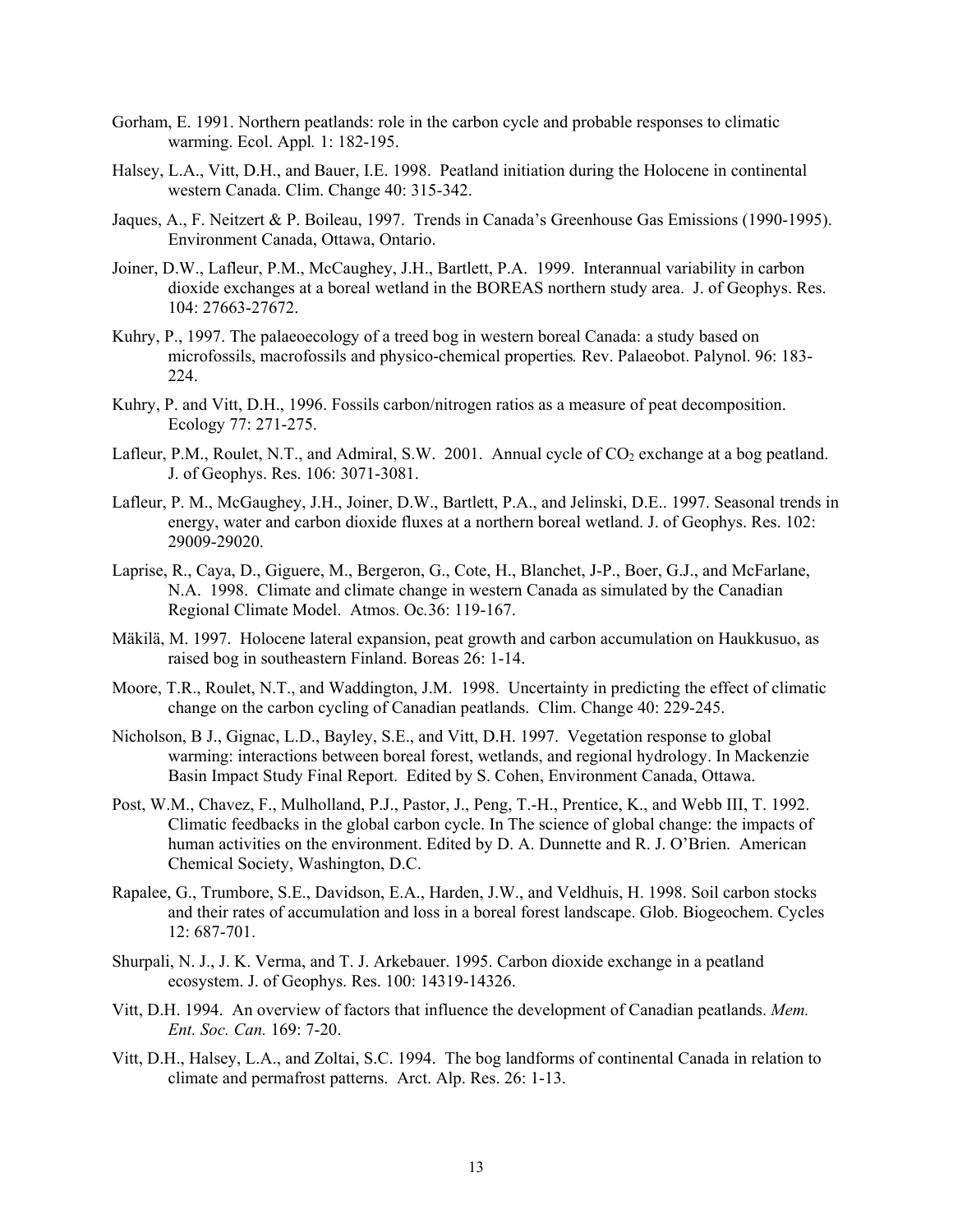Gorham, E. 1991. Northern peatlands: role in the carbon cycle and probable responses to climatic warming. Ecol. Appl*.* 1: 182-195.

Halsey, L.A., Vitt, D.H., and Bauer, I.E. 1998. Peatland initiation during the Holocene in continental western Canada. Clim. Change 40: 315-342.

Jaques, A., F. Neitzert & P. Boileau, 1997. Trends in Canada's Greenhouse Gas Emissions (1990-1995). Environment Canada, Ottawa, Ontario.

Joiner, D.W., Lafleur, P.M., McCaughey, J.H., Bartlett, P.A. 1999. Interannual variability in carbon dioxide exchanges at a boreal wetland in the BOREAS northern study area. J. of Geophys. Res. 104: 27663-27672.

Kuhry, P., 1997. The palaeoecology of a treed bog in western boreal Canada: a study based on microfossils, macrofossils and physico-chemical properties*.* Rev. Palaeobot. Palynol. 96: 183-224.

Kuhry, P. and Vitt, D.H., 1996. Fossils carbon/nitrogen ratios as a measure of peat decomposition. Ecology 77: 271-275.

Lafleur, P.M., Roulet, N.T., and Admiral, S.W. 2001. Annual cycle of $CO_2$ exchange at a bog peatland. J. of Geophys. Res. 106: 3071-3081.

Lafleur, P. M., McGaughey, J.H., Joiner, D.W., Bartlett, P.A., and Jelinski, D.E.. 1997. Seasonal trends in energy, water and carbon dioxide fluxes at a northern boreal wetland. J. of Geophys. Res. 102: 29009-29020.

Laprise, R., Caya, D., Giguere, M., Bergeron, G., Cote, H., Blanchet, J-P., Boer, G.J., and McFarlane, N.A. 1998. Climate and climate change in western Canada as simulated by the Canadian Regional Climate Model. Atmos. Oc*.*36: 119-167.

Mäkilä, M. 1997. Holocene lateral expansion, peat growth and carbon accumulation on Haukkusuo, as raised bog in southeastern Finland. Boreas 26: 1-14.

Moore, T.R., Roulet, N.T., and Waddington, J.M. 1998. Uncertainty in predicting the effect of climatic change on the carbon cycling of Canadian peatlands. Clim. Change 40: 229-245.

Nicholson, B J., Gignac, L.D., Bayley, S.E., and Vitt, D.H. 1997. Vegetation response to global warming: interactions between boreal forest, wetlands, and regional hydrology. In Mackenzie Basin Impact Study Final Report. Edited by S. Cohen, Environment Canada, Ottawa.

Post, W.M., Chavez, F., Mulholland, P.J., Pastor, J., Peng, T.-H., Prentice, K., and Webb III, T. 1992. Climatic feedbacks in the global carbon cycle. In The science of global change: the impacts of human activities on the environment. Edited by D. A. Dunnette and R. J. O'Brien. American Chemical Society, Washington, D.C.

Rapalee, G., Trumbore, S.E., Davidson, E.A., Harden, J.W., and Veldhuis, H. 1998. Soil carbon stocks and their rates of accumulation and loss in a boreal forest landscape. Glob. Biogeochem. Cycles 12: 687-701.

Shurpali, N. J., J. K. Verma, and T. J. Arkebauer. 1995. Carbon dioxide exchange in a peatland ecosystem. J. of Geophys. Res. 100: 14319-14326.

Vitt, D.H. 1994. An overview of factors that influence the development of Canadian peatlands. *Mem. Ent. Soc. Can.* 169: 7-20.

Vitt, D.H., Halsey, L.A., and Zoltai, S.C. 1994. The bog landforms of continental Canada in relation to climate and permafrost patterns. Arct. Alp. Res. 26: 1-13.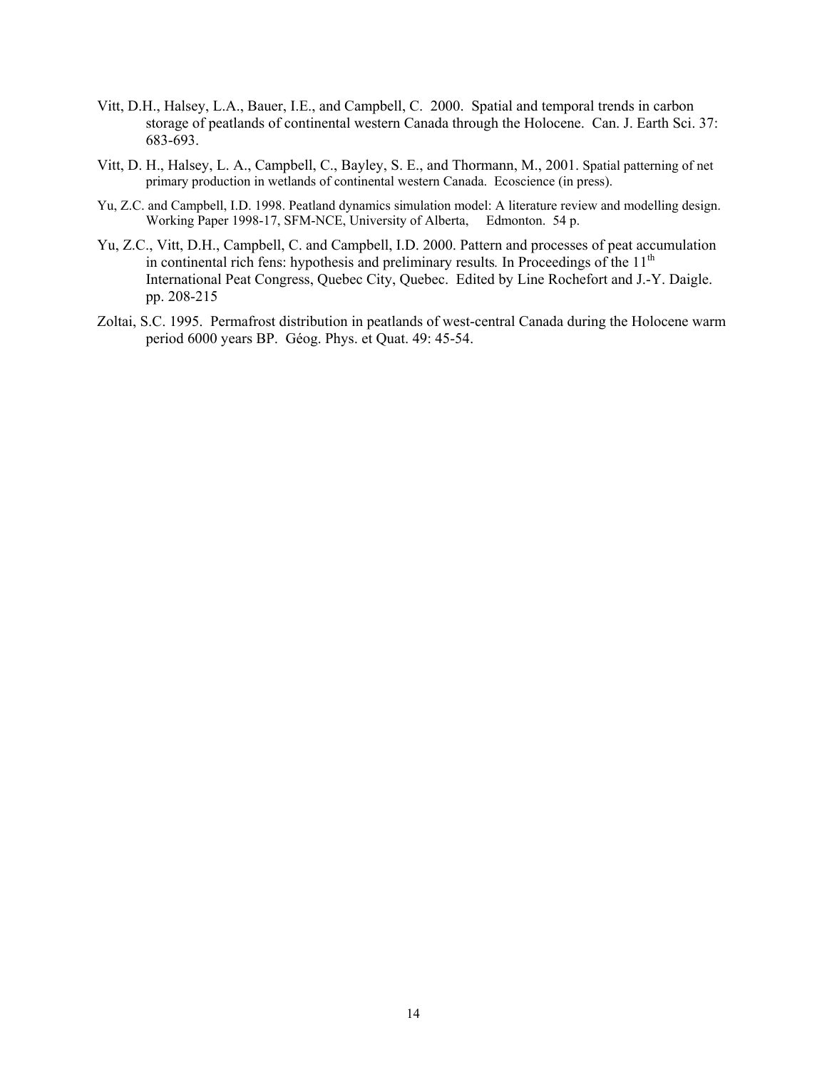Vitt, D.H., Halsey, L.A., Bauer, I.E., and Campbell, C. 2000. Spatial and temporal trends in carbon storage of peatlands of continental western Canada through the Holocene. Can. J. Earth Sci. 37: 683-693.

Vitt, D. H., Halsey, L. A., Campbell, C., Bayley, S. E., and Thormann, M., 2001. Spatial patterning of net primary production in wetlands of continental western Canada. Ecoscience (in press).

Yu, Z.C. and Campbell, I.D. 1998. Peatland dynamics simulation model: A literature review and modelling design. Working Paper 1998-17, SFM-NCE, University of Alberta, Edmonton. 54 p.

Yu, Z.C., Vitt, D.H., Campbell, C. and Campbell, I.D. 2000. Pattern and processes of peat accumulation in continental rich fens: hypothesis and preliminary results. In Proceedings of the 11th International Peat Congress, Quebec City, Quebec. Edited by Line Rochefort and J.-Y. Daigle. pp. 208-215

Zoltai, S.C. 1995. Permafrost distribution in peatlands of west-central Canada during the Holocene warm period 6000 years BP. Géog. Phys. et Quat. 49: 45-54.